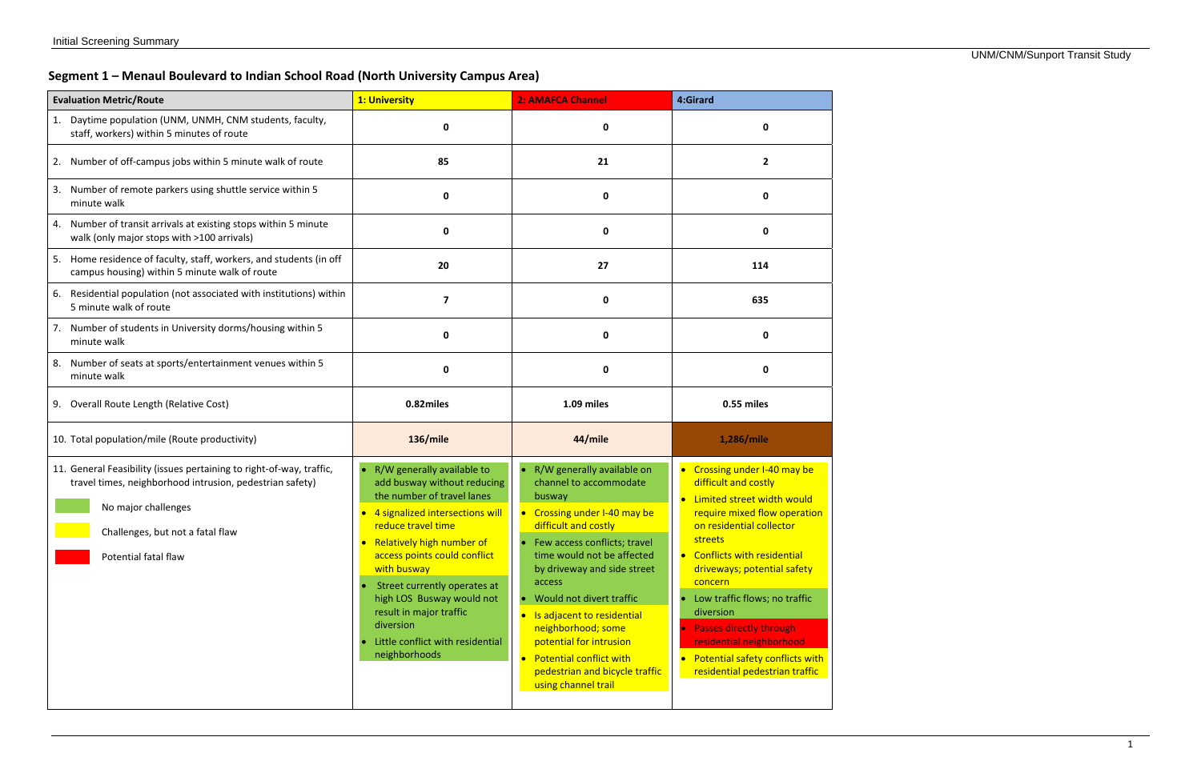## Segment 1 – Menaul Boulevard to Indian School Road (North University Campus Area)

| Evaluation Metric/Route | 1: University | 2: AMAFCA Channel | 4:Girard |
|---|---|---|---|
| 1. Daytime population (UNM, UNMH, CNM students, faculty, staff, workers) within 5 minutes of route | **0** | **0** | **0** |
| 2. Number of off-campus jobs within 5 minute walk of route | **85** | **21** | **2** |
| 3. Number of remote parkers using shuttle service within 5 minute walk | **0** | **0** | **0** |
| 4. Number of transit arrivals at existing stops within 5 minute walk (only major stops with >100 arrivals) | **0** | **0** | **0** |
| 5. Home residence of faculty, staff, workers, and students (in off campus housing) within 5 minute walk of route | **20** | **27** | **114** |
| 6. Residential population (not associated with institutions) within 5 minute walk of route | **7** | **0** | **635** |
| 7. Number of students in University dorms/housing within 5 minute walk | **0** | **0** | **0** |
| 8. Number of seats at sports/entertainment venues within 5 minute walk | **0** | **0** | **0** |
| 9. Overall Route Length (Relative Cost) | **0.82miles** | **1.09 miles** | **0.55 miles** |
| 10. Total population/mile (Route productivity) | **136/mile** | **44/mile** | **1,286/mile** |
| 11. General Feasibility (issues pertaining to right-of-way, traffic, travel times, neighborhood intrusion, pedestrian safety)<br>Green: No major challenges<br>Yellow: Challenges, but not a fatal flaw<br>Red: Potential fatal flaw | • R/W generally available to add busway without reducing the number of travel lanes (green)<br>• 4 signalized intersections will reduce travel time (yellow)<br>• Relatively high number of access points could conflict with busway (yellow)<br>• Street currently operates at high LOS Busway would not result in major traffic diversion (green)<br>• Little conflict with residential neighborhoods (green) | • R/W generally available on channel to accommodate busway (green)<br>• Crossing under I-40 may be difficult and costly (yellow)<br>• Few access conflicts; travel time would not be affected by driveway and side street access (green)<br>• Would not divert traffic (green)<br>• Is adjacent to residential neighborhood; some potential for intrusion (yellow)<br>• Potential conflict with pedestrian and bicycle traffic using channel trail (yellow) | • Crossing under I-40 may be difficult and costly (yellow)<br>• Limited street width would require mixed flow operation on residential collector streets (yellow)<br>• Conflicts with residential driveways; potential safety concern (yellow)<br>• Low traffic flows; no traffic diversion (green)<br>• Passes directly through residential neighborhood (red)<br>• Potential safety conflicts with residential pedestrian traffic (yellow) |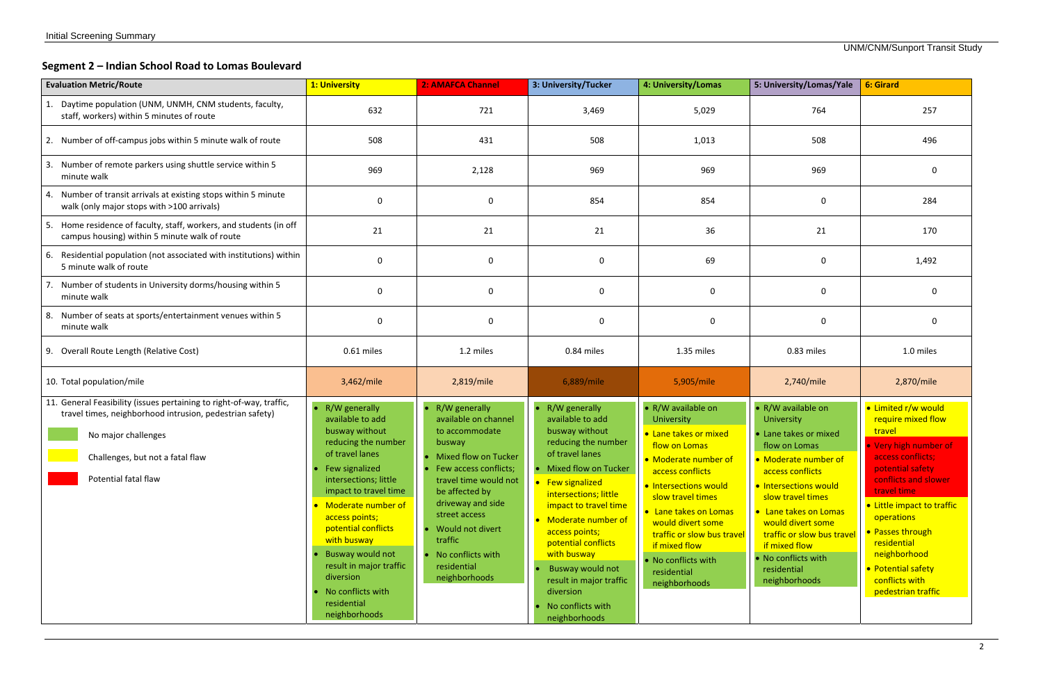## Segment 2 – Indian School Road to Lomas Boulevard

| Evaluation Metric/Route | 1: University | 2: AMAFCA Channel | 3: University/Tucker | 4: University/Lomas | 5: University/Lomas/Yale | 6: Girard |
|---|---|---|---|---|---|---|
| 1. Daytime population (UNM, UNMH, CNM students, faculty, staff, workers) within 5 minutes of route | 632 | 721 | 3,469 | 5,029 | 764 | 257 |
| 2. Number of off-campus jobs within 5 minute walk of route | 508 | 431 | 508 | 1,013 | 508 | 496 |
| 3. Number of remote parkers using shuttle service within 5 minute walk | 969 | 2,128 | 969 | 969 | 969 | 0 |
| 4. Number of transit arrivals at existing stops within 5 minute walk (only major stops with >100 arrivals) | 0 | 0 | 854 | 854 | 0 | 284 |
| 5. Home residence of faculty, staff, workers, and students (in off campus housing) within 5 minute walk of route | 21 | 21 | 21 | 36 | 21 | 170 |
| 6. Residential population (not associated with institutions) within 5 minute walk of route | 0 | 0 | 0 | 69 | 0 | 1,492 |
| 7. Number of students in University dorms/housing within 5 minute walk | 0 | 0 | 0 | 0 | 0 | 0 |
| 8. Number of seats at sports/entertainment venues within 5 minute walk | 0 | 0 | 0 | 0 | 0 | 0 |
| 9. Overall Route Length (Relative Cost) | 0.61 miles | 1.2 miles | 0.84 miles | 1.35 miles | 0.83 miles | 1.0 miles |
| 10. Total population/mile | 3,462/mile | 2,819/mile | 6,889/mile | 5,905/mile | 2,740/mile | 2,870/mile |
| 11. General Feasibility (issues pertaining to right-of-way, traffic, travel times, neighborhood intrusion, pedestrian safety)<br>Green: No major challenges<br>Yellow: Challenges, but not a fatal flaw<br>Red: Potential fatal flaw | • R/W generally available to add busway without reducing the number of travel lanes<br>• Few signalized intersections; little impact to travel time<br>• Moderate number of access points; potential conflicts with busway<br>• Busway would not result in major traffic diversion<br>• No conflicts with residential neighborhoods | • R/W generally available on channel to accommodate busway<br>• Mixed flow on Tucker<br>• Few access conflicts; travel time would not be affected by driveway and side street access<br>• Would not divert traffic<br>• No conflicts with residential neighborhoods | • R/W generally available to add busway without reducing the number of travel lanes<br>• Mixed flow on Tucker<br>• Few signalized intersections; little impact to travel time<br>• Moderate number of access points; potential conflicts with busway<br>• Busway would not result in major traffic diversion<br>• No conflicts with neighborhoods | • R/W available on University<br>• Lane takes or mixed flow on Lomas<br>• Moderate number of access conflicts<br>• Intersections would slow travel times<br>• Lane takes on Lomas would divert some traffic or slow bus travel if mixed flow<br>• No conflicts with residential neighborhoods | • R/W available on University<br>• Lane takes or mixed flow on Lomas<br>• Moderate number of access conflicts<br>• Intersections would slow travel times<br>• Lane takes on Lomas would divert some traffic or slow bus travel if mixed flow<br>• No conflicts with residential neighborhoods | • Limited r/w would require mixed flow travel<br>• Very high number of access conflicts; potential safety conflicts and slower travel time<br>• Little impact to traffic operations<br>• Passes through residential neighborhood<br>• Potential safety conflicts with pedestrian traffic |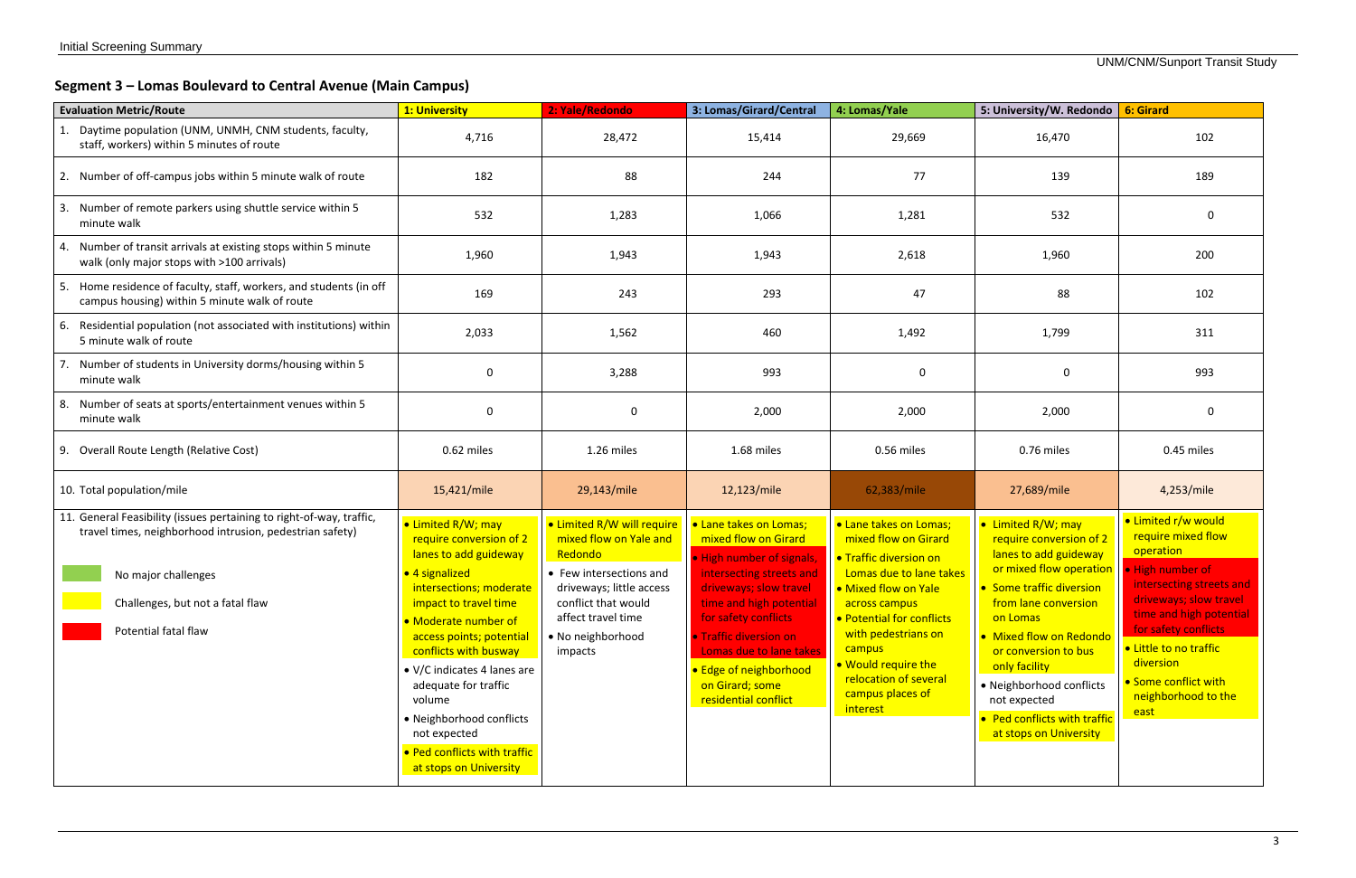## Segment 3 – Lomas Boulevard to Central Avenue (Main Campus)

| Evaluation Metric/Route | 1: University | 2: Yale/Redondo | 3: Lomas/Girard/Central | 4: Lomas/Yale | 5: University/W. Redondo | 6: Girard |
|---|---|---|---|---|---|---|
| 1. Daytime population (UNM, UNMH, CNM students, faculty, staff, workers) within 5 minutes of route | 4,716 | 28,472 | 15,414 | 29,669 | 16,470 | 102 |
| 2. Number of off-campus jobs within 5 minute walk of route | 182 | 88 | 244 | 77 | 139 | 189 |
| 3. Number of remote parkers using shuttle service within 5 minute walk | 532 | 1,283 | 1,066 | 1,281 | 532 | 0 |
| 4. Number of transit arrivals at existing stops within 5 minute walk (only major stops with >100 arrivals) | 1,960 | 1,943 | 1,943 | 2,618 | 1,960 | 200 |
| 5. Home residence of faculty, staff, workers, and students (in off campus housing) within 5 minute walk of route | 169 | 243 | 293 | 47 | 88 | 102 |
| 6. Residential population (not associated with institutions) within 5 minute walk of route | 2,033 | 1,562 | 460 | 1,492 | 1,799 | 311 |
| 7. Number of students in University dorms/housing within 5 minute walk | 0 | 3,288 | 993 | 0 | 0 | 993 |
| 8. Number of seats at sports/entertainment venues within 5 minute walk | 0 | 0 | 2,000 | 2,000 | 2,000 | 0 |
| 9. Overall Route Length (Relative Cost) | 0.62 miles | 1.26 miles | 1.68 miles | 0.56 miles | 0.76 miles | 0.45 miles |
| 10. Total population/mile | 15,421/mile | 29,143/mile | 12,123/mile | 62,383/mile | 27,689/mile | 4,253/mile |
| 11. General Feasibility (issues pertaining to right-of-way, traffic, travel times, neighborhood intrusion, pedestrian safety)<br><br>Green: No major challenges<br>Yellow: Challenges, but not a fatal flaw<br>Red: Potential fatal flaw | • Limited R/W; may require conversion of 2 lanes to add guideway<br>• 4 signalized intersections; moderate impact to travel time<br>• Moderate number of access points; potential conflicts with busway<br>• V/C indicates 4 lanes are adequate for traffic volume<br>• Neighborhood conflicts not expected<br>• Ped conflicts with traffic at stops on University | • Limited R/W will require mixed flow on Yale and Redondo<br>• Few intersections and driveways; little access conflict that would affect travel time<br>• No neighborhood impacts | • Lane takes on Lomas; mixed flow on Girard<br>• High number of signals, intersecting streets and driveways; slow travel time and high potential for safety conflicts<br>• Traffic diversion on Lomas due to lane takes<br>• Edge of neighborhood on Girard; some residential conflict | • Lane takes on Lomas; mixed flow on Girard<br>• Traffic diversion on Lomas due to lane takes<br>• Mixed flow on Yale across campus<br>• Potential for conflicts with pedestrians on campus<br>• Would require the relocation of several campus places of interest | • Limited R/W; may require conversion of 2 lanes to add guideway or mixed flow operation<br>• Some traffic diversion from lane conversion on Lomas<br>• Mixed flow on Redondo or conversion to bus only facility<br>• Neighborhood conflicts not expected<br>• Ped conflicts with traffic at stops on University | • Limited r/w would require mixed flow operation<br>• High number of intersecting streets and driveways; slow travel time and high potential for safety conflicts<br>• Little to no traffic diversion<br>• Some conflict with neighborhood to the east |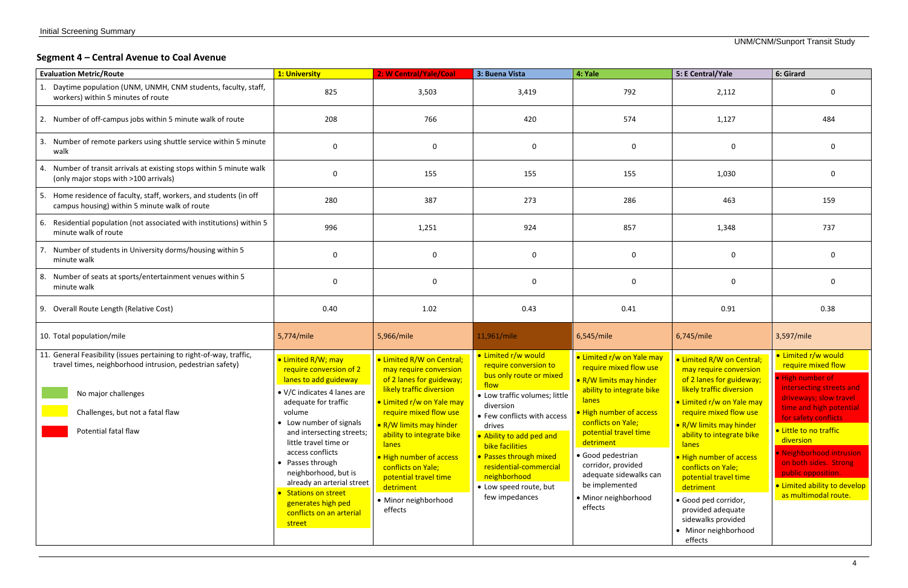## Segment 4 – Central Avenue to Coal Avenue

| Evaluation Metric/Route | 1: University | 2: W Central/Yale/Coal | 3: Buena Vista | 4: Yale | 5: E Central/Yale | 6: Girard |
|---|---|---|---|---|---|---|
| 1. Daytime population (UNM, UNMH, CNM students, faculty, staff, workers) within 5 minutes of route | 825 | 3,503 | 3,419 | 792 | 2,112 | 0 |
| 2. Number of off-campus jobs within 5 minute walk of route | 208 | 766 | 420 | 574 | 1,127 | 484 |
| 3. Number of remote parkers using shuttle service within 5 minute walk | 0 | 0 | 0 | 0 | 0 | 0 |
| 4. Number of transit arrivals at existing stops within 5 minute walk (only major stops with >100 arrivals) | 0 | 155 | 155 | 155 | 1,030 | 0 |
| 5. Home residence of faculty, staff, workers, and students (in off campus housing) within 5 minute walk of route | 280 | 387 | 273 | 286 | 463 | 159 |
| 6. Residential population (not associated with institutions) within 5 minute walk of route | 996 | 1,251 | 924 | 857 | 1,348 | 737 |
| 7. Number of students in University dorms/housing within 5 minute walk | 0 | 0 | 0 | 0 | 0 | 0 |
| 8. Number of seats at sports/entertainment venues within 5 minute walk | 0 | 0 | 0 | 0 | 0 | 0 |
| 9. Overall Route Length (Relative Cost) | 0.40 | 1.02 | 0.43 | 0.41 | 0.91 | 0.38 |
| 10. Total population/mile | 5,774/mile | 5,966/mile | 11,961/mile | 6,545/mile | 6,745/mile | 3,597/mile |
| 11. General Feasibility (issues pertaining to right-of-way, traffic, travel times, neighborhood intrusion, pedestrian safety)<br><br>No major challenges (green)<br>Challenges, but not a fatal flaw (yellow)<br>Potential fatal flaw (red) | • Limited R/W; may require conversion of 2 lanes to add guideway<br>• V/C indicates 4 lanes are adequate for traffic volume<br>• Low number of signals and intersecting streets; little travel time or access conflicts<br>• Passes through neighborhood, but is already an arterial street<br>• Stations on street generates high ped conflicts on an arterial street | • Limited R/W on Central; may require conversion of 2 lanes for guideway; likely traffic diversion<br>• Limited r/w on Yale may require mixed flow use<br>• R/W limits may hinder ability to integrate bike lanes<br>• High number of access conflicts on Yale; potential travel time detriment<br>• Minor neighborhood effects | • Limited r/w would require conversion to bus only route or mixed flow<br>• Low traffic volumes; little diversion<br>• Few conflicts with access drives<br>• Ability to add ped and bike facilities<br>• Passes through mixed residential-commercial neighborhood<br>• Low speed route, but few impedances | • Limited r/w on Yale may require mixed flow use<br>• R/W limits may hinder ability to integrate bike lanes<br>• High number of access conflicts on Yale; potential travel time detriment<br>• Good pedestrian corridor, provided adequate sidewalks can be implemented<br>• Minor neighborhood effects | • Limited R/W on Central; may require conversion of 2 lanes for guideway; likely traffic diversion<br>• Limited r/w on Yale may require mixed flow use<br>• R/W limits may hinder ability to integrate bike lanes<br>• High number of access conflicts on Yale; potential travel time detriment<br>• Good ped corridor, provided adequate sidewalks provided<br>• Minor neighborhood effects | • Limited r/w would require mixed flow<br>• High number of intersecting streets and driveways; slow travel time and high potential for safety conflicts<br>• Little to no traffic diversion<br>• Neighborhood intrusion on both sides. Strong public opposition.<br>• Limited ability to develop as multimodal route. |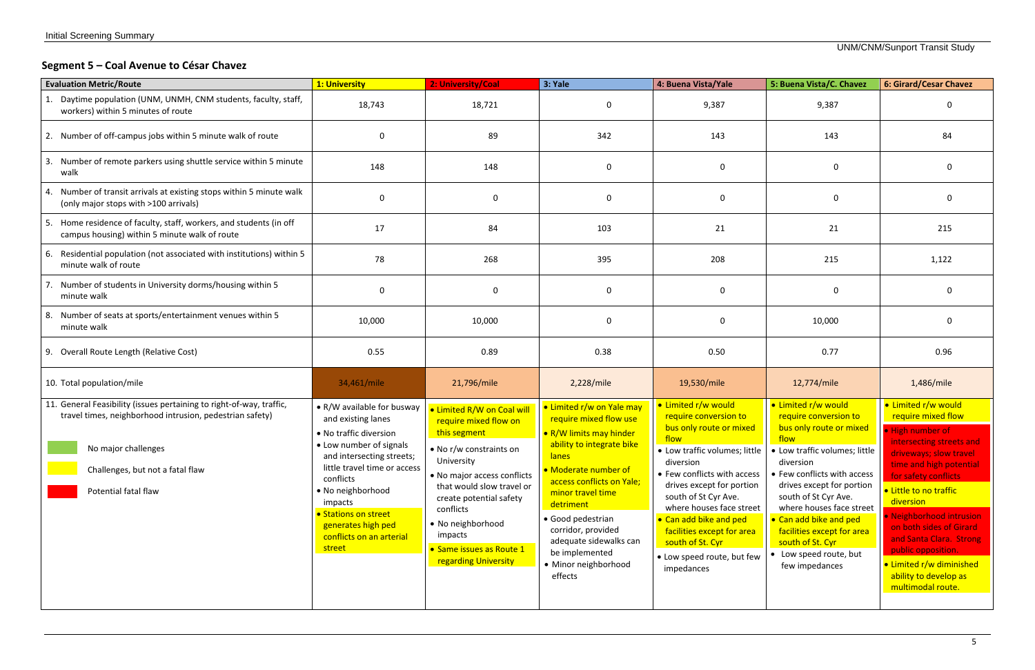## Segment 5 – Coal Avenue to César Chavez

| Evaluation Metric/Route | 1: University | 2: University/Coal | 3: Yale | 4: Buena Vista/Yale | 5: Buena Vista/C. Chavez | 6: Girard/Cesar Chavez |
|---|---|---|---|---|---|---|
| 1. Daytime population (UNM, UNMH, CNM students, faculty, staff, workers) within 5 minutes of route | 18,743 | 18,721 | 0 | 9,387 | 9,387 | 0 |
| 2. Number of off-campus jobs within 5 minute walk of route | 0 | 89 | 342 | 143 | 143 | 84 |
| 3. Number of remote parkers using shuttle service within 5 minute walk | 148 | 148 | 0 | 0 | 0 | 0 |
| 4. Number of transit arrivals at existing stops within 5 minute walk (only major stops with >100 arrivals) | 0 | 0 | 0 | 0 | 0 | 0 |
| 5. Home residence of faculty, staff, workers, and students (in off campus housing) within 5 minute walk of route | 17 | 84 | 103 | 21 | 21 | 215 |
| 6. Residential population (not associated with institutions) within 5 minute walk of route | 78 | 268 | 395 | 208 | 215 | 1,122 |
| 7. Number of students in University dorms/housing within 5 minute walk | 0 | 0 | 0 | 0 | 0 | 0 |
| 8. Number of seats at sports/entertainment venues within 5 minute walk | 10,000 | 10,000 | 0 | 0 | 10,000 | 0 |
| 9. Overall Route Length (Relative Cost) | 0.55 | 0.89 | 0.38 | 0.50 | 0.77 | 0.96 |
| 10. Total population/mile | 34,461/mile | 21,796/mile | 2,228/mile | 19,530/mile | 12,774/mile | 1,486/mile |
| 11. General Feasibility (issues pertaining to right-of-way, traffic, travel times, neighborhood intrusion, pedestrian safety)<br>No major challenges (green)<br>Challenges, but not a fatal flaw (yellow)<br>Potential fatal flaw (red) | • R/W available for busway and existing lanes<br>• No traffic diversion<br>• Low number of signals and intersecting streets; little travel time or access conflicts<br>• No neighborhood impacts<br>• Stations on street generates high ped conflicts on an arterial street | • Limited R/W on Coal will require mixed flow on this segment<br>• No r/w constraints on University<br>• No major access conflicts that would slow travel or create potential safety conflicts<br>• No neighborhood impacts<br>• Same issues as Route 1 regarding University | • Limited r/w on Yale may require mixed flow use<br>• R/W limits may hinder ability to integrate bike lanes<br>• Moderate number of access conflicts on Yale; minor travel time detriment<br>• Good pedestrian corridor, provided adequate sidewalks can be implemented<br>• Minor neighborhood effects | • Limited r/w would require conversion to bus only route or mixed flow<br>• Low traffic volumes; little diversion<br>• Few conflicts with access drives except for portion south of St Cyr Ave. where houses face street<br>• Can add bike and ped facilities except for area south of St. Cyr<br>• Low speed route, but few impedances | • Limited r/w would require conversion to bus only route or mixed flow<br>• Low traffic volumes; little diversion<br>• Few conflicts with access drives except for portion south of St Cyr Ave. where houses face street<br>• Can add bike and ped facilities except for area south of St. Cyr<br>• Low speed route, but few impedances | • Limited r/w would require mixed flow<br>• High number of intersecting streets and driveways; slow travel time and high potential for safety conflicts<br>• Little to no traffic diversion<br>• Neighborhood intrusion on both sides of Girard and Santa Clara. Strong public opposition.<br>• Limited r/w diminished ability to develop as multimodal route. |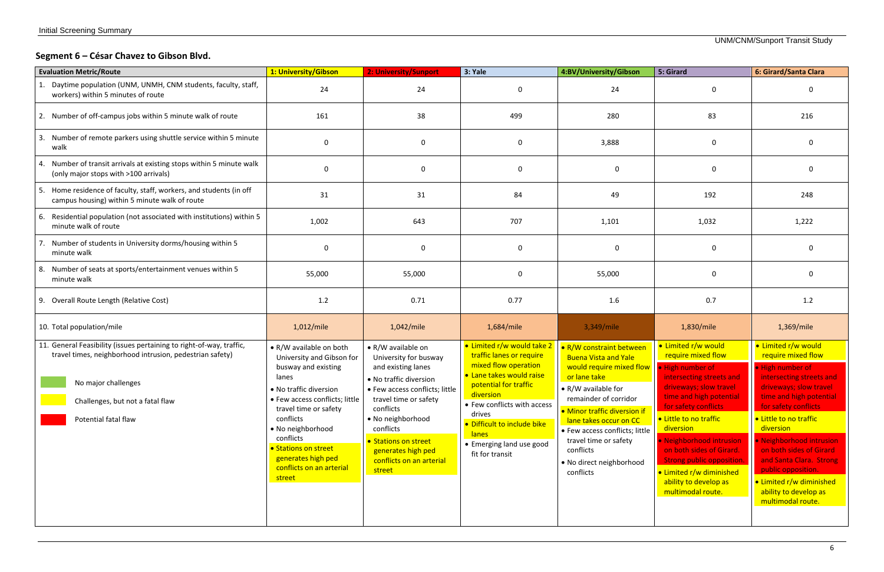## Segment 6 – César Chavez to Gibson Blvd.

| Evaluation Metric/Route | 1: University/Gibson | 2: University/Sunport | 3: Yale | 4:BV/University/Gibson | 5: Girard | 6: Girard/Santa Clara |
|---|---|---|---|---|---|---|
| 1. Daytime population (UNM, UNMH, CNM students, faculty, staff, workers) within 5 minutes of route | 24 | 24 | 0 | 24 | 0 | 0 |
| 2. Number of off-campus jobs within 5 minute walk of route | 161 | 38 | 499 | 280 | 83 | 216 |
| 3. Number of remote parkers using shuttle service within 5 minute walk | 0 | 0 | 0 | 3,888 | 0 | 0 |
| 4. Number of transit arrivals at existing stops within 5 minute walk (only major stops with >100 arrivals) | 0 | 0 | 0 | 0 | 0 | 0 |
| 5. Home residence of faculty, staff, workers, and students (in off campus housing) within 5 minute walk of route | 31 | 31 | 84 | 49 | 192 | 248 |
| 6. Residential population (not associated with institutions) within 5 minute walk of route | 1,002 | 643 | 707 | 1,101 | 1,032 | 1,222 |
| 7. Number of students in University dorms/housing within 5 minute walk | 0 | 0 | 0 | 0 | 0 | 0 |
| 8. Number of seats at sports/entertainment venues within 5 minute walk | 55,000 | 55,000 | 0 | 55,000 | 0 | 0 |
| 9. Overall Route Length (Relative Cost) | 1.2 | 0.71 | 0.77 | 1.6 | 0.7 | 1.2 |
| 10. Total population/mile | 1,012/mile | 1,042/mile | 1,684/mile | 3,349/mile | 1,830/mile | 1,369/mile |
| 11. General Feasibility (issues pertaining to right-of-way, traffic, travel times, neighborhood intrusion, pedestrian safety)<br><br>Green: No major challenges<br>Yellow: Challenges, but not a fatal flaw<br>Red: Potential fatal flaw | • R/W available on both University and Gibson for busway and existing lanes<br>• No traffic diversion<br>• Few access conflicts; little travel time or safety conflicts<br>• No neighborhood conflicts<br>• Stations on street generates high ped conflicts on an arterial street | • R/W available on University for busway and existing lanes<br>• No traffic diversion<br>• Few access conflicts; little travel time or safety conflicts<br>• No neighborhood conflicts<br>• Stations on street generates high ped conflicts on an arterial street | • Limited r/w would take 2 traffic lanes or require mixed flow operation<br>• Lane takes would raise potential for traffic diversion<br>• Few conflicts with access drives<br>• Difficult to include bike lanes<br>• Emerging land use good fit for transit | • R/W constraint between Buena Vista and Yale would require mixed flow or lane take<br>• R/W available for remainder of corridor<br>• Minor traffic diversion if lane takes occur on CC<br>• Few access conflicts; little travel time or safety conflicts<br>• No direct neighborhood conflicts | • Limited r/w would require mixed flow<br>• High number of intersecting streets and driveways; slow travel time and high potential for safety conflicts<br>• Little to no traffic diversion<br>• Neighborhood intrusion on both sides of Girard. Strong public opposition.<br>• Limited r/w diminished ability to develop as multimodal route. | • Limited r/w would require mixed flow<br>• High number of intersecting streets and driveways; slow travel time and high potential for safety conflicts<br>• Little to no traffic diversion<br>• Neighborhood intrusion on both sides of Girard and Santa Clara. Strong public opposition.<br>• Limited r/w diminished ability to develop as multimodal route. |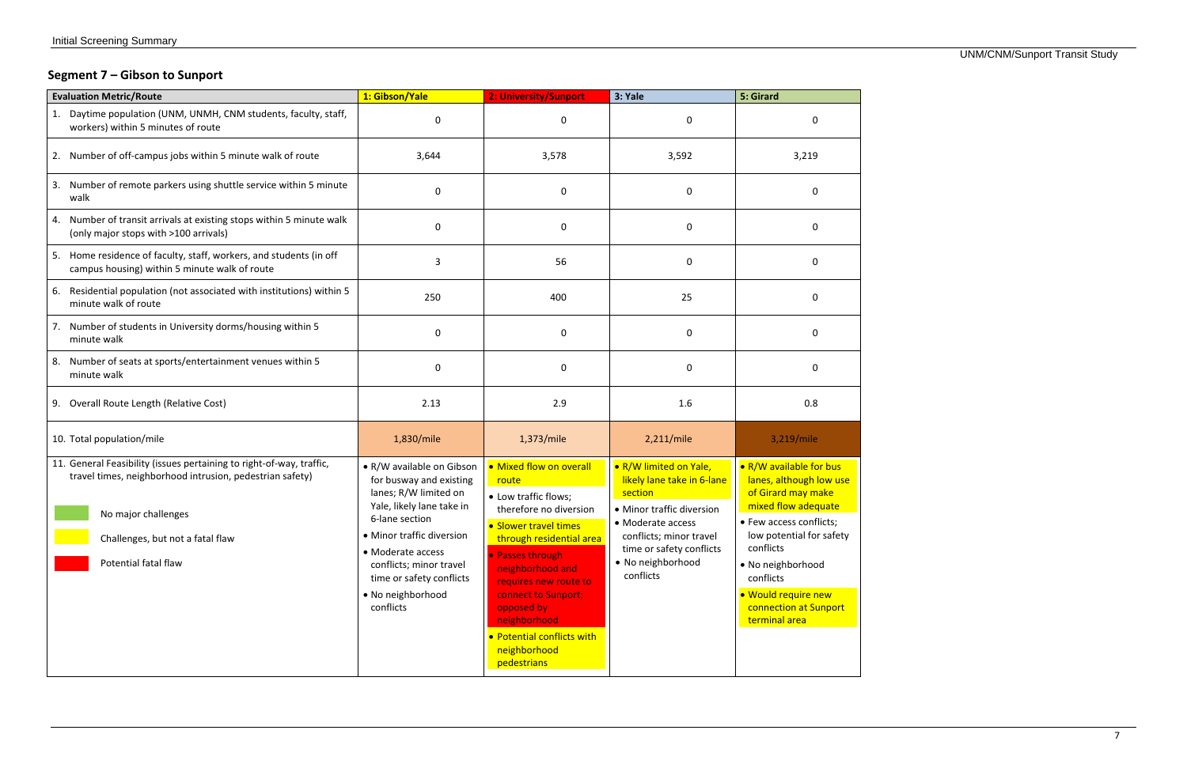## Segment 7 – Gibson to Sunport

| Evaluation Metric/Route | 1: Gibson/Yale | 2: University/Sunport | 3: Yale | 5: Girard |
|---|---|---|---|---|
| 1. Daytime population (UNM, UNMH, CNM students, faculty, staff, workers) within 5 minutes of route | 0 | 0 | 0 | 0 |
| 2. Number of off-campus jobs within 5 minute walk of route | 3,644 | 3,578 | 3,592 | 3,219 |
| 3. Number of remote parkers using shuttle service within 5 minute walk | 0 | 0 | 0 | 0 |
| 4. Number of transit arrivals at existing stops within 5 minute walk (only major stops with >100 arrivals) | 0 | 0 | 0 | 0 |
| 5. Home residence of faculty, staff, workers, and students (in off campus housing) within 5 minute walk of route | 3 | 56 | 0 | 0 |
| 6. Residential population (not associated with institutions) within 5 minute walk of route | 250 | 400 | 25 | 0 |
| 7. Number of students in University dorms/housing within 5 minute walk | 0 | 0 | 0 | 0 |
| 8. Number of seats at sports/entertainment venues within 5 minute walk | 0 | 0 | 0 | 0 |
| 9. Overall Route Length (Relative Cost) | 2.13 | 2.9 | 1.6 | 0.8 |
| 10. Total population/mile | 1,830/mile | 1,373/mile | 2,211/mile | 3,219/mile |
| 11. General Feasibility (issues pertaining to right-of-way, traffic, travel times, neighborhood intrusion, pedestrian safety)<br><br>No major challenges (green)<br>Challenges, but not a fatal flaw (yellow)<br>Potential fatal flaw (red) | • R/W available on Gibson for busway and existing lanes; R/W limited on Yale, likely lane take in 6-lane section<br>• Minor traffic diversion<br>• Moderate access conflicts; minor travel time or safety conflicts<br>• No neighborhood conflicts | • Mixed flow on overall route (yellow)<br>• Low traffic flows; therefore no diversion<br>• Slower travel times through residential area (yellow)<br>• Passes through neighborhood and requires new route to connect to Sunport; opposed by neighborhood (red)<br>• Potential conflicts with neighborhood pedestrians (yellow) | • R/W limited on Yale, likely lane take in 6-lane section (yellow)<br>• Minor traffic diversion<br>• Moderate access conflicts; minor travel time or safety conflicts<br>• No neighborhood conflicts | • R/W available for bus lanes, although low use of Girard may make mixed flow adequate (yellow)<br>• Few access conflicts; low potential for safety conflicts<br>• No neighborhood conflicts<br>• Would require new connection at Sunport terminal area (yellow) |